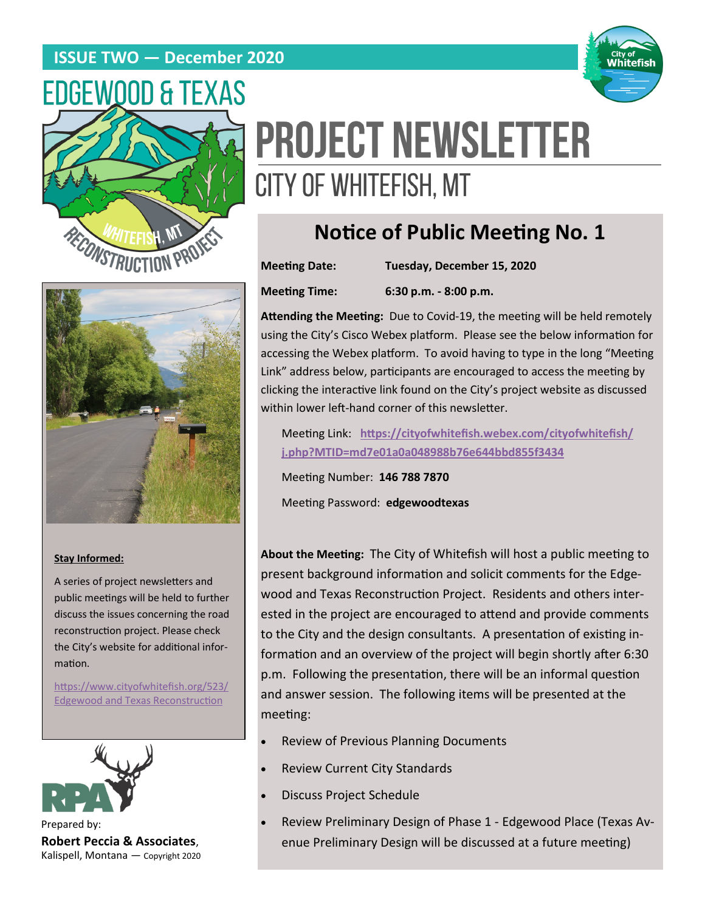**ISSUE TWO — December 2020**

# EDGEWOOD & TEXAS

WHITEFISH, MT RECONSTRUCTION PROJECT

# PROJECT NEWSLETTER

## CITY OF WHITEFISH, MT

## Notice of Public Meeting No. 1

**Meeting Date:** **Tuesday, December 15, 2020**

**Meeting Time:** **6:30 p.m. - 8:00 p.m.**

**Attending the Meeting:** Due to Covid-19, the meeting will be held remotely using the City's Cisco Webex platform. Please see the below information for accessing the Webex platform. To avoid having to type in the long "Meeting Link" address below, participants are encouraged to access the meeting by clicking the interactive link found on the City's project website as discussed within lower left-hand corner of this newsletter.

Meeting Link: **https://cityofwhitefish.webex.com/cityofwhitefish/j.php?MTID=md7e01a0a048988b76e644bbd855f3434**

Meeting Number: **146 788 7870**

Meeting Password: **edgewoodtexas**

**About the Meeting:** The City of Whitefish will host a public meeting to present background information and solicit comments for the Edgewood and Texas Reconstruction Project. Residents and others interested in the project are encouraged to attend and provide comments to the City and the design consultants. A presentation of existing information and an overview of the project will begin shortly after 6:30 p.m. Following the presentation, there will be an informal question and answer session. The following items will be presented at the meeting:

- Review of Previous Planning Documents
- Review Current City Standards
- Discuss Project Schedule
- Review Preliminary Design of Phase 1 - Edgewood Place (Texas Avenue Preliminary Design will be discussed at a future meeting)

**Stay Informed:**

A series of project newsletters and public meetings will be held to further discuss the issues concerning the road reconstruction project. Please check the City's website for additional information.

https://www.cityofwhitefish.org/523/Edgewood and Texas Reconstruction

Prepared by:
**Robert Peccia & Associates**,
Kalispell, Montana — Copyright 2020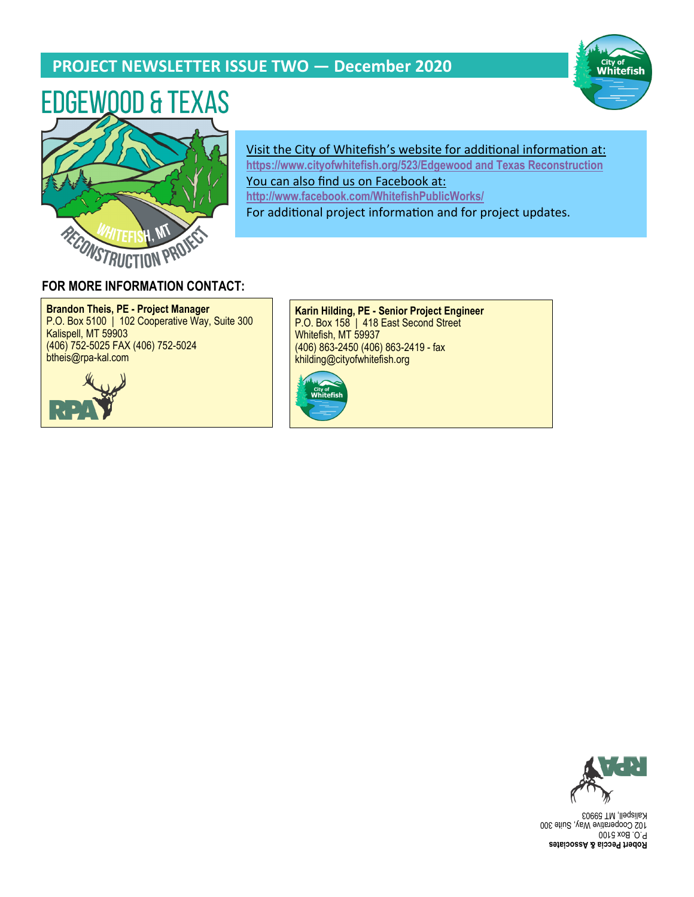## PROJECT NEWSLETTER ISSUE TWO — December 2020

# EDGEWOOD & TEXAS

WHITEFISH, MT
RECONSTRUCTION PROJECT

Visit the City of Whitefish's website for additional information at:
https://www.cityofwhitefish.org/523/Edgewood and Texas Reconstruction
You can also find us on Facebook at:
http://www.facebook.com/WhitefishPublicWorks/
For additional project information and for project updates.

### FOR MORE INFORMATION CONTACT:

**Brandon Theis, PE - Project Manager**
P.O. Box 5100 | 102 Cooperative Way, Suite 300
Kalispell, MT 59903
(406) 752-5025 FAX (406) 752-5024
btheis@rpa-kal.com

**Karin Hilding, PE - Senior Project Engineer**
P.O. Box 158 | 418 East Second Street
Whitefish, MT 59937
(406) 863-2450 (406) 863-2419 - fax
khilding@cityofwhitefish.org

**Robert Peccia & Associates**
P.O. Box 5100
102 Cooperative Way, Suite 300
Kalispell, MT 59903